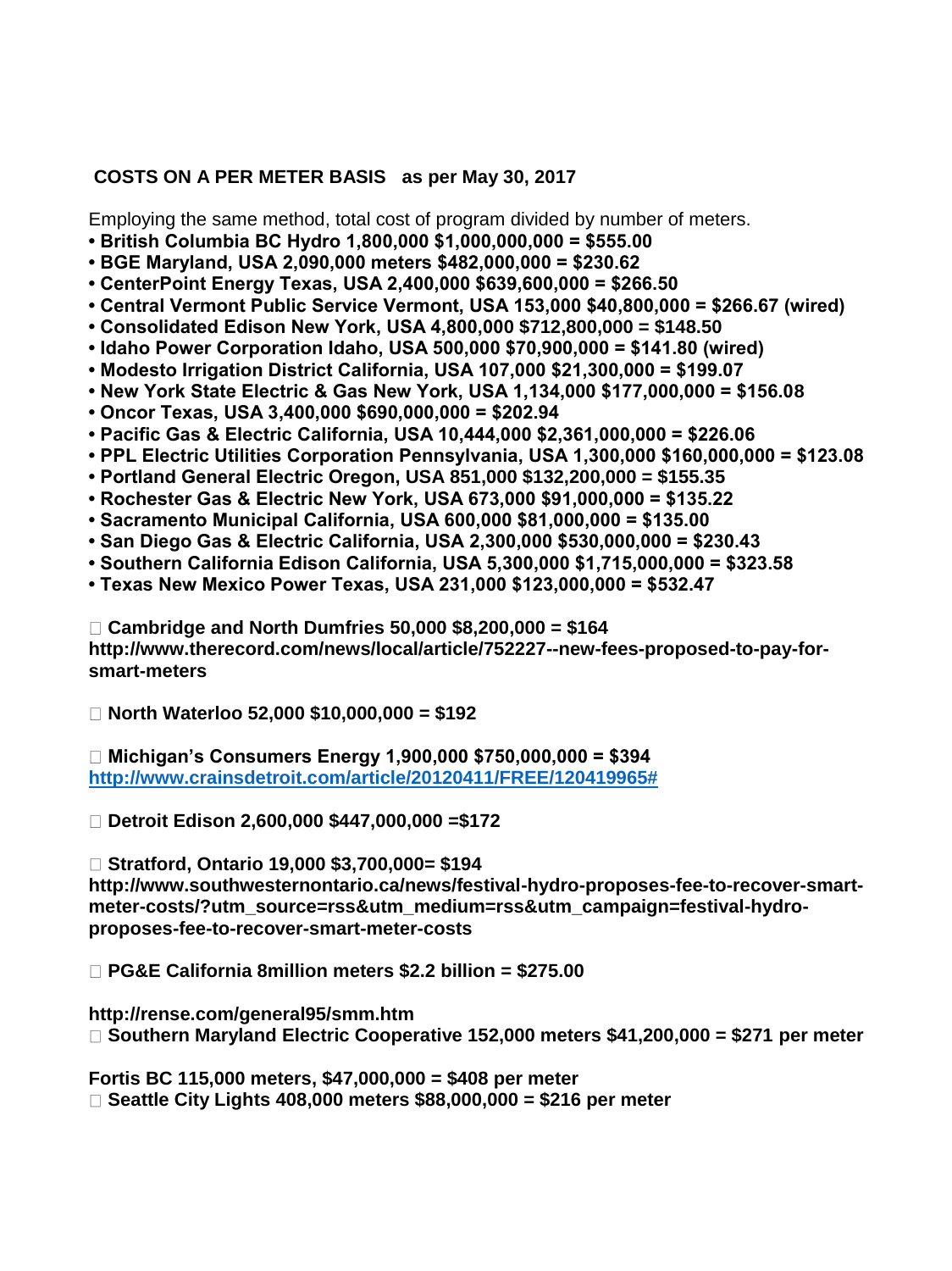**COSTS ON A PER METER BASIS as per May 30, 2017**

Employing the same method, total cost of program divided by number of meters.

- **British Columbia BC Hydro 1,800,000 $1,000,000,000 = $555.00**
- **BGE Maryland, USA 2,090,000 meters $482,000,000 = $230.62**
- **CenterPoint Energy Texas, USA 2,400,000 $639,600,000 = $266.50**
- **Central Vermont Public Service Vermont, USA 153,000 $40,800,000 = $266.67 (wired)**
- **Consolidated Edison New York, USA 4,800,000 $712,800,000 = $148.50**
- **Idaho Power Corporation Idaho, USA 500,000 $70,900,000 = $141.80 (wired)**
- **Modesto Irrigation District California, USA 107,000 $21,300,000 = $199.07**
- **New York State Electric & Gas New York, USA 1,134,000 $177,000,000 = $156.08**
- **Oncor Texas, USA 3,400,000 $690,000,000 = $202.94**
- **Pacific Gas & Electric California, USA 10,444,000 $2,361,000,000 = $226.06**
- **PPL Electric Utilities Corporation Pennsylvania, USA 1,300,000 $160,000,000 = $123.08**
- **Portland General Electric Oregon, USA 851,000 $132,200,000 = $155.35**
- **Rochester Gas & Electric New York, USA 673,000 $91,000,000 = $135.22**
- **Sacramento Municipal California, USA 600,000 $81,000,000 = $135.00**
- **San Diego Gas & Electric California, USA 2,300,000 $530,000,000 = $230.43**
- **Southern California Edison California, USA 5,300,000 $1,715,000,000 = $323.58**
- **Texas New Mexico Power Texas, USA 231,000 $123,000,000 = $532.47**

- **Cambridge and North Dumfries 50,000 $8,200,000 = $164**

**http://www.therecord.com/news/local/article/752227--new-fees-proposed-to-pay-for-smart-meters**

- **North Waterloo 52,000 $10,000,000 = $192**

- **Michigan's Consumers Energy 1,900,000 $750,000,000 = $394**

**http://www.crainsdetroit.com/article/20120411/FREE/120419965#**

- **Detroit Edison 2,600,000 $447,000,000 =$172**

- **Stratford, Ontario 19,000 $3,700,000= $194**

**http://www.southwesternontario.ca/news/festival-hydro-proposes-fee-to-recover-smart-meter-costs/?utm_source=rss&utm_medium=rss&utm_campaign=festival-hydro-proposes-fee-to-recover-smart-meter-costs**

- **PG&E California 8million meters $2.2 billion = $275.00**

**http://rense.com/general95/smm.htm**

- **Southern Maryland Electric Cooperative 152,000 meters $41,200,000 = $271 per meter**

**Fortis BC 115,000 meters, $47,000,000 = $408 per meter**

- **Seattle City Lights 408,000 meters $88,000,000 = $216 per meter**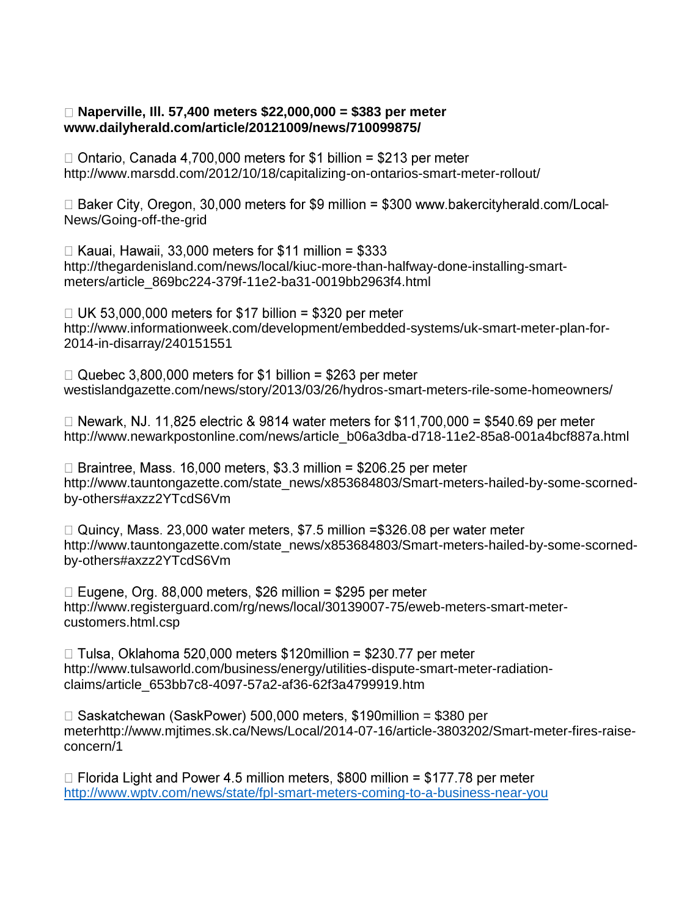- **Naperville, Ill. 57,400 meters $22,000,000 = $383 per meter www.dailyherald.com/article/20121009/news/710099875/**

- Ontario, Canada 4,700,000 meters for $1 billion = $213 per meter http://www.marsdd.com/2012/10/18/capitalizing-on-ontarios-smart-meter-rollout/

- Baker City, Oregon, 30,000 meters for $9 million = $300 www.bakercityherald.com/Local-News/Going-off-the-grid

- Kauai, Hawaii, 33,000 meters for $11 million = $333 http://thegardenisland.com/news/local/kiuc-more-than-halfway-done-installing-smart-meters/article_869bc224-379f-11e2-ba31-0019bb2963f4.html

- UK 53,000,000 meters for $17 billion = $320 per meter http://www.informationweek.com/development/embedded-systems/uk-smart-meter-plan-for-2014-in-disarray/240151551

- Quebec 3,800,000 meters for $1 billion = $263 per meter westislandgazette.com/news/story/2013/03/26/hydros-smart-meters-rile-some-homeowners/

- Newark, NJ. 11,825 electric & 9814 water meters for $11,700,000 = $540.69 per meter http://www.newarkpostonline.com/news/article_b06a3dba-d718-11e2-85a8-001a4bcf887a.html

- Braintree, Mass. 16,000 meters, $3.3 million = $206.25 per meter http://www.tauntongazette.com/state_news/x853684803/Smart-meters-hailed-by-some-scorned-by-others#axzz2YTcdS6Vm

- Quincy, Mass. 23,000 water meters, $7.5 million =$326.08 per water meter http://www.tauntongazette.com/state_news/x853684803/Smart-meters-hailed-by-some-scorned-by-others#axzz2YTcdS6Vm

- Eugene, Org. 88,000 meters, $26 million = $295 per meter http://www.registerguard.com/rg/news/local/30139007-75/eweb-meters-smart-meter-customers.html.csp

- Tulsa, Oklahoma 520,000 meters $120million = $230.77 per meter http://www.tulsaworld.com/business/energy/utilities-dispute-smart-meter-radiation-claims/article_653bb7c8-4097-57a2-af36-62f3a4799919.htm

- Saskatchewan (SaskPower) 500,000 meters, $190million = $380 per meterhttp://www.mjtimes.sk.ca/News/Local/2014-07-16/article-3803202/Smart-meter-fires-raise-concern/1

- Florida Light and Power 4.5 million meters, $800 million = $177.78 per meter http://www.wptv.com/news/state/fpl-smart-meters-coming-to-a-business-near-you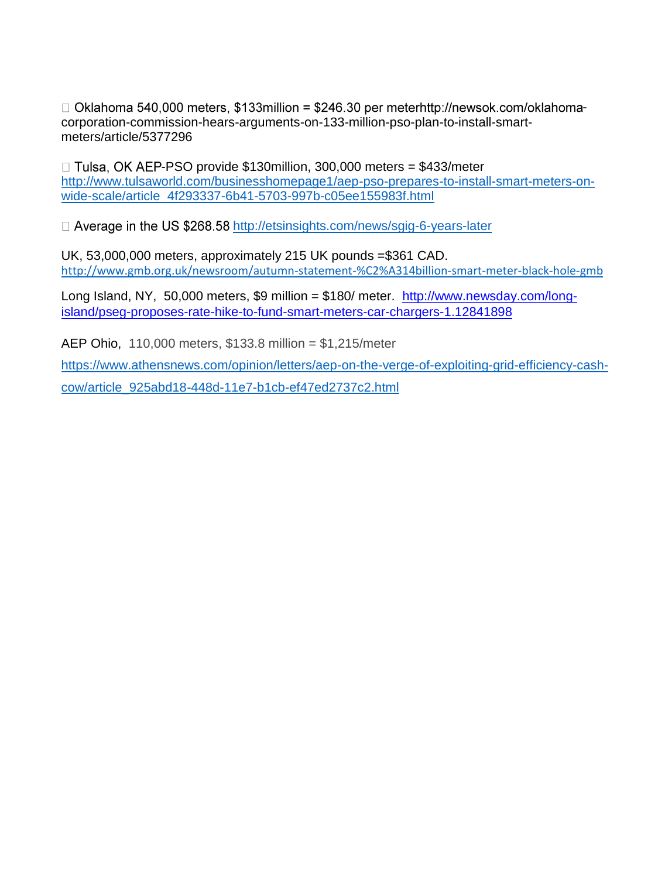- Oklahoma 540,000 meters, $133million = $246.30 per meterhttp://newsok.com/oklahoma-corporation-commission-hears-arguments-on-133-million-pso-plan-to-install-smart-meters/article/5377296

- Tulsa, OK AEP-PSO provide $130million, 300,000 meters = $433/meter http://www.tulsaworld.com/businesshomepage1/aep-pso-prepares-to-install-smart-meters-on-wide-scale/article_4f293337-6b41-5703-997b-c05ee155983f.html

- Average in the US $268.58 http://etsinsights.com/news/sgig-6-years-later

UK, 53,000,000 meters, approximately 215 UK pounds =$361 CAD. http://www.gmb.org.uk/newsroom/autumn-statement-%C2%A314billion-smart-meter-black-hole-gmb

Long Island, NY, 50,000 meters, $9 million = $180/ meter. http://www.newsday.com/long-island/pseg-proposes-rate-hike-to-fund-smart-meters-car-chargers-1.12841898

AEP Ohio, 110,000 meters, $133.8 million = $1,215/meter

https://www.athensnews.com/opinion/letters/aep-on-the-verge-of-exploiting-grid-efficiency-cash-cow/article_925abd18-448d-11e7-b1cb-ef47ed2737c2.html